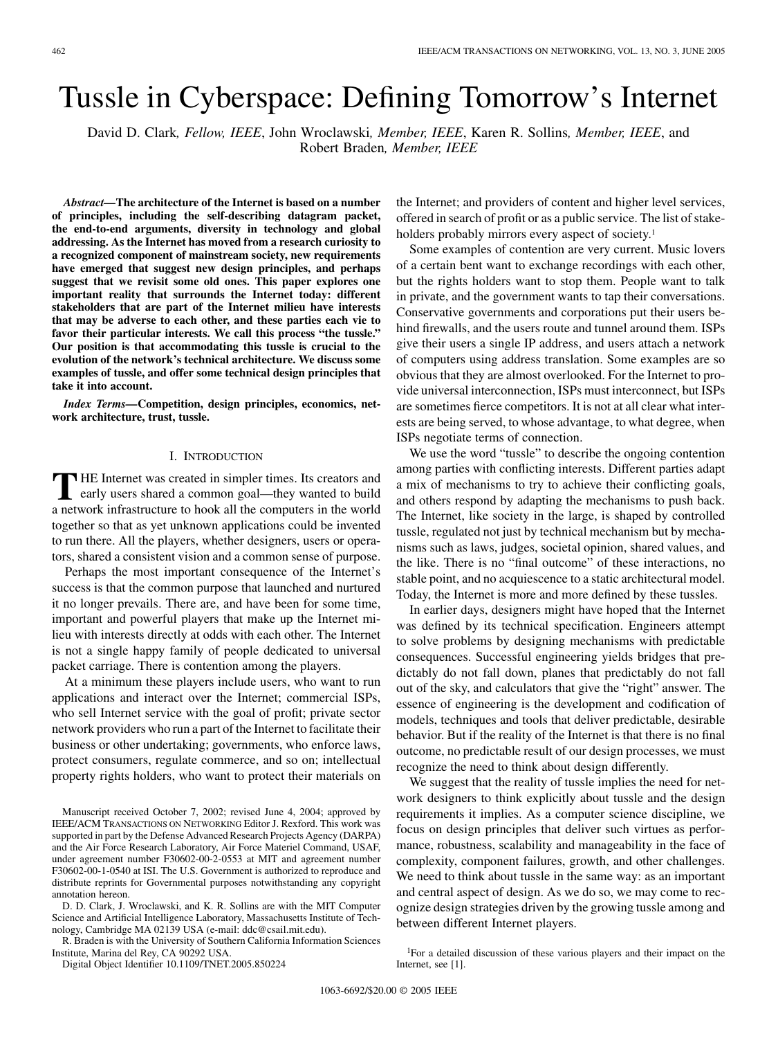# Tussle in Cyberspace: Defining Tomorrow's Internet

David D. Clark, *Fellow, IEEE*, John Wroclawski, *Member, IEEE*, Karen R. Sollins, *Member, IEEE*, and Robert Braden, *Member, IEEE*

***Abstract*—The architecture of the Internet is based on a number of principles, including the self-describing datagram packet, the end-to-end arguments, diversity in technology and global addressing. As the Internet has moved from a research curiosity to a recognized component of mainstream society, new requirements have emerged that suggest new design principles, and perhaps suggest that we revisit some old ones. This paper explores one important reality that surrounds the Internet today: different stakeholders that are part of the Internet milieu have interests that may be adverse to each other, and these parties each vie to favor their particular interests. We call this process "the tussle." Our position is that accommodating this tussle is crucial to the evolution of the network's technical architecture. We discuss some examples of tussle, and offer some technical design principles that take it into account.**

***Index Terms*—Competition, design principles, economics, network architecture, trust, tussle.**

## I. Introduction

The Internet was created in simpler times. Its creators and early users shared a common goal—they wanted to build a network infrastructure to hook all the computers in the world together so that as yet unknown applications could be invented to run there. All the players, whether designers, users or operators, shared a consistent vision and a common sense of purpose.

Perhaps the most important consequence of the Internet's success is that the common purpose that launched and nurtured it no longer prevails. There are, and have been for some time, important and powerful players that make up the Internet milieu with interests directly at odds with each other. The Internet is not a single happy family of people dedicated to universal packet carriage. There is contention among the players.

At a minimum these players include users, who want to run applications and interact over the Internet; commercial ISPs, who sell Internet service with the goal of profit; private sector network providers who run a part of the Internet to facilitate their business or other undertaking; governments, who enforce laws, protect consumers, regulate commerce, and so on; intellectual property rights holders, who want to protect their materials on the Internet; and providers of content and higher level services, offered in search of profit or as a public service. The list of stakeholders probably mirrors every aspect of society.[1]

Some examples of contention are very current. Music lovers of a certain bent want to exchange recordings with each other, but the rights holders want to stop them. People want to talk in private, and the government wants to tap their conversations. Conservative governments and corporations put their users behind firewalls, and the users route and tunnel around them. ISPs give their users a single IP address, and users attach a network of computers using address translation. Some examples are so obvious that they are almost overlooked. For the Internet to provide universal interconnection, ISPs must interconnect, but ISPs are sometimes fierce competitors. It is not at all clear what interests are being served, to whose advantage, to what degree, when ISPs negotiate terms of connection.

We use the word "tussle" to describe the ongoing contention among parties with conflicting interests. Different parties adapt a mix of mechanisms to try to achieve their conflicting goals, and others respond by adapting the mechanisms to push back. The Internet, like society in the large, is shaped by controlled tussle, regulated not just by technical mechanism but by mechanisms such as laws, judges, societal opinion, shared values, and the like. There is no "final outcome" of these interactions, no stable point, and no acquiescence to a static architectural model. Today, the Internet is more and more defined by these tussles.

In earlier days, designers might have hoped that the Internet was defined by its technical specification. Engineers attempt to solve problems by designing mechanisms with predictable consequences. Successful engineering yields bridges that predictably do not fall down, planes that predictably do not fall out of the sky, and calculators that give the "right" answer. The essence of engineering is the development and codification of models, techniques and tools that deliver predictable, desirable behavior. But if the reality of the Internet is that there is no final outcome, no predictable result of our design processes, we must recognize the need to think about design differently.

We suggest that the reality of tussle implies the need for network designers to think explicitly about tussle and the design requirements it implies. As a computer science discipline, we focus on design principles that deliver such virtues as performance, robustness, scalability and manageability in the face of complexity, component failures, growth, and other challenges. We need to think about tussle in the same way: as an important and central aspect of design. As we do so, we may come to recognize design strategies driven by the growing tussle among and between different Internet players.

---

Manuscript received October 7, 2002; revised June 4, 2004; approved by IEEE/ACM Transactions on Networking Editor J. Rexford. This work was supported in part by the Defense Advanced Research Projects Agency (DARPA) and the Air Force Research Laboratory, Air Force Materiel Command, USAF, under agreement number F30602-00-2-0553 at MIT and agreement number F30602-00-1-0540 at ISI. The U.S. Government is authorized to reproduce and distribute reprints for Governmental purposes notwithstanding any copyright annotation hereon.

D. D. Clark, J. Wroclawski, and K. R. Sollins are with the MIT Computer Science and Artificial Intelligence Laboratory, Massachusetts Institute of Technology, Cambridge MA 02139 USA (e-mail: ddc@csail.mit.edu).

R. Braden is with the University of Southern California Information Sciences Institute, Marina del Rey, CA 90292 USA.

Digital Object Identifier 10.1109/TNET.2005.850224

[1] For a detailed discussion of these various players and their impact on the Internet, see [1].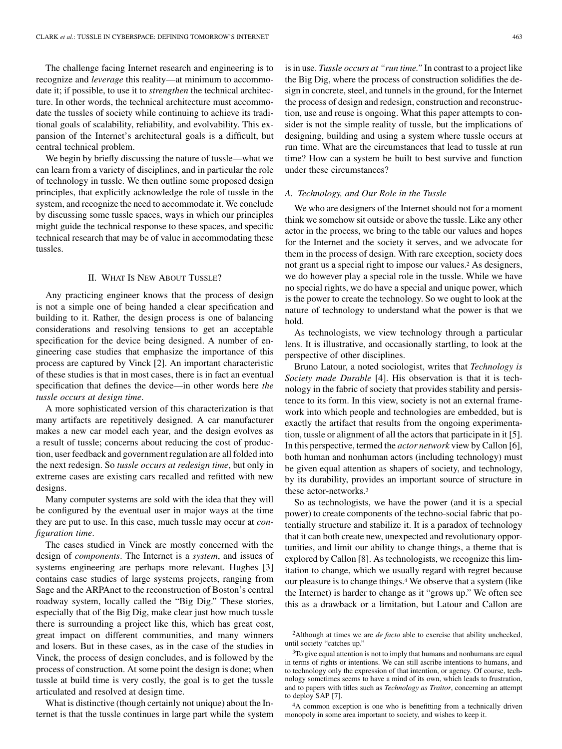The challenge facing Internet research and engineering is to recognize and *leverage* this reality—at minimum to accommodate it; if possible, to use it to *strengthen* the technical architecture. In other words, the technical architecture must accommodate the tussles of society while continuing to achieve its traditional goals of scalability, reliability, and evolvability. This expansion of the Internet's architectural goals is a difficult, but central technical problem.

We begin by briefly discussing the nature of tussle—what we can learn from a variety of disciplines, and in particular the role of technology in tussle. We then outline some proposed design principles, that explicitly acknowledge the role of tussle in the system, and recognize the need to accommodate it. We conclude by discussing some tussle spaces, ways in which our principles might guide the technical response to these spaces, and specific technical research that may be of value in accommodating these tussles.

## II. What Is New About Tussle?

Any practicing engineer knows that the process of design is not a simple one of being handed a clear specification and building to it. Rather, the design process is one of balancing considerations and resolving tensions to get an acceptable specification for the device being designed. A number of engineering case studies that emphasize the importance of this process are captured by Vinck [2]. An important characteristic of these studies is that in most cases, there is in fact an eventual specification that defines the device—in other words here *the tussle occurs at design time*.

A more sophisticated version of this characterization is that many artifacts are repetitively designed. A car manufacturer makes a new car model each year, and the design evolves as a result of tussle; concerns about reducing the cost of production, user feedback and government regulation are all folded into the next redesign. So *tussle occurs at redesign time*, but only in extreme cases are existing cars recalled and refitted with new designs.

Many computer systems are sold with the idea that they will be configured by the eventual user in major ways at the time they are put to use. In this case, much tussle may occur at *configuration time*.

The cases studied in Vinck are mostly concerned with the design of *components*. The Internet is a *system*, and issues of systems engineering are perhaps more relevant. Hughes [3] contains case studies of large systems projects, ranging from Sage and the ARPAnet to the reconstruction of Boston's central roadway system, locally called the "Big Dig." These stories, especially that of the Big Dig, make clear just how much tussle there is surrounding a project like this, which has great cost, great impact on different communities, and many winners and losers. But in these cases, as in the case of the studies in Vinck, the process of design concludes, and is followed by the process of construction. At some point the design is done; when tussle at build time is very costly, the goal is to get the tussle articulated and resolved at design time.

What is distinctive (though certainly not unique) about the Internet is that the tussle continues in large part while the system is in use. *Tussle occurs at "run time."* In contrast to a project like the Big Dig, where the process of construction solidifies the design in concrete, steel, and tunnels in the ground, for the Internet the process of design and redesign, construction and reconstruction, use and reuse is ongoing. What this paper attempts to consider is not the simple reality of tussle, but the implications of designing, building and using a system where tussle occurs at run time. What are the circumstances that lead to tussle at run time? How can a system be built to best survive and function under these circumstances?

### A. Technology, and Our Role in the Tussle

We who are designers of the Internet should not for a moment think we somehow sit outside or above the tussle. Like any other actor in the process, we bring to the table our values and hopes for the Internet and the society it serves, and we advocate for them in the process of design. With rare exception, society does not grant us a special right to impose our values.[2] As designers, we do however play a special role in the tussle. While we have no special rights, we do have a special and unique power, which is the power to create the technology. So we ought to look at the nature of technology to understand what the power is that we hold.

As technologists, we view technology through a particular lens. It is illustrative, and occasionally startling, to look at the perspective of other disciplines.

Bruno Latour, a noted sociologist, writes that *Technology is Society made Durable* [4]. His observation is that it is technology in the fabric of society that provides stability and persistence to its form. In this view, society is not an external framework into which people and technologies are embedded, but is exactly the artifact that results from the ongoing experimentation, tussle or alignment of all the actors that participate in it [5]. In this perspective, termed the *actor network* view by Callon [6], both human and nonhuman actors (including technology) must be given equal attention as shapers of society, and technology, by its durability, provides an important source of structure in these actor-networks.[3]

So as technologists, we have the power (and it is a special power) to create components of the techno-social fabric that potentially structure and stabilize it. It is a paradox of technology that it can both create new, unexpected and revolutionary opportunities, and limit our ability to change things, a theme that is explored by Callon [8]. As technologists, we recognize this limitation to change, which we usually regard with regret because our pleasure is to change things.[4] We observe that a system (like the Internet) is harder to change as it "grows up." We often see this as a drawback or a limitation, but Latour and Callon are

[2] Although at times we are *de facto* able to exercise that ability unchecked, until society "catches up."

[3] To give equal attention is not to imply that humans and nonhumans are equal in terms of rights or intentions. We can still ascribe intentions to humans, and to technology only the expression of that intention, or agency. Of course, technology sometimes seems to have a mind of its own, which leads to frustration, and to papers with titles such as *Technology as Traitor*, concerning an attempt to deploy SAP [7].

[4] A common exception is one who is benefitting from a technically driven monopoly in some area important to society, and wishes to keep it.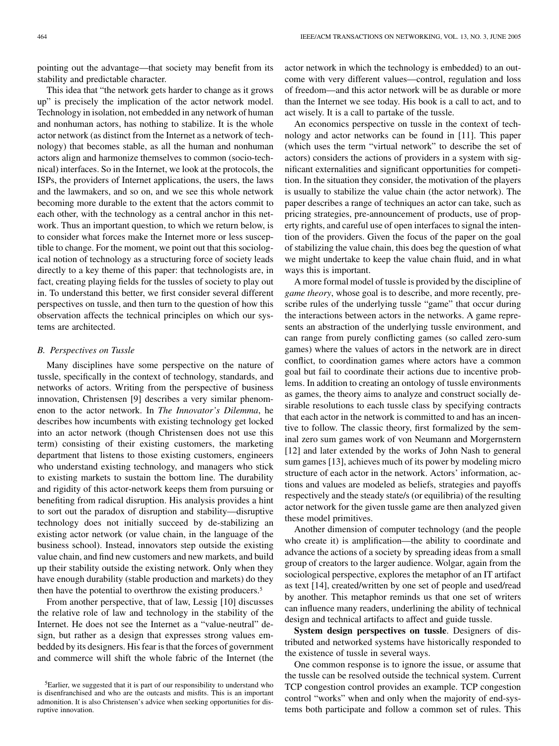pointing out the advantage—that society may benefit from its stability and predictable character.

This idea that "the network gets harder to change as it grows up" is precisely the implication of the actor network model. Technology in isolation, not embedded in any network of human and nonhuman actors, has nothing to stabilize. It is the whole actor network (as distinct from the Internet as a network of technology) that becomes stable, as all the human and nonhuman actors align and harmonize themselves to common (socio-technical) interfaces. So in the Internet, we look at the protocols, the ISPs, the providers of Internet applications, the users, the laws and the lawmakers, and so on, and we see this whole network becoming more durable to the extent that the actors commit to each other, with the technology as a central anchor in this network. Thus an important question, to which we return below, is to consider what forces make the Internet more or less susceptible to change. For the moment, we point out that this sociological notion of technology as a structuring force of society leads directly to a key theme of this paper: that technologists are, in fact, creating playing fields for the tussles of society to play out in. To understand this better, we first consider several different perspectives on tussle, and then turn to the question of how this observation affects the technical principles on which our systems are architected.

### B. Perspectives on Tussle

Many disciplines have some perspective on the nature of tussle, specifically in the context of technology, standards, and networks of actors. Writing from the perspective of business innovation, Christensen [9] describes a very similar phenomenon to the actor network. In *The Innovator's Dilemma*, he describes how incumbents with existing technology get locked into an actor network (though Christensen does not use this term) consisting of their existing customers, the marketing department that listens to those existing customers, engineers who understand existing technology, and managers who stick to existing markets to sustain the bottom line. The durability and rigidity of this actor-network keeps them from pursuing or benefiting from radical disruption. His analysis provides a hint to sort out the paradox of disruption and stability—disruptive technology does not initially succeed by de-stabilizing an existing actor network (or value chain, in the language of the business school). Instead, innovators step outside the existing value chain, and find new customers and new markets, and build up their stability outside the existing network. Only when they have enough durability (stable production and markets) do they then have the potential to overthrow the existing producers.[5]

From another perspective, that of law, Lessig [10] discusses the relative role of law and technology in the stability of the Internet. He does not see the Internet as a "value-neutral" design, but rather as a design that expresses strong values embedded by its designers. His fear is that the forces of government and commerce will shift the whole fabric of the Internet (the actor network in which the technology is embedded) to an outcome with very different values—control, regulation and loss of freedom—and this actor network will be as durable or more than the Internet we see today. His book is a call to act, and to act wisely. It is a call to partake of the tussle.

An economics perspective on tussle in the context of technology and actor networks can be found in [11]. This paper (which uses the term "virtual network" to describe the set of actors) considers the actions of providers in a system with significant externalities and significant opportunities for competition. In the situation they consider, the motivation of the players is usually to stabilize the value chain (the actor network). The paper describes a range of techniques an actor can take, such as pricing strategies, pre-announcement of products, use of property rights, and careful use of open interfaces to signal the intention of the providers. Given the focus of the paper on the goal of stabilizing the value chain, this does beg the question of what we might undertake to keep the value chain fluid, and in what ways this is important.

A more formal model of tussle is provided by the discipline of *game theory*, whose goal is to describe, and more recently, prescribe rules of the underlying tussle "game" that occur during the interactions between actors in the networks. A game represents an abstraction of the underlying tussle environment, and can range from purely conflicting games (so called zero-sum games) where the values of actors in the network are in direct conflict, to coordination games where actors have a common goal but fail to coordinate their actions due to incentive problems. In addition to creating an ontology of tussle environments as games, the theory aims to analyze and construct socially desirable resolutions to each tussle class by specifying contracts that each actor in the network is committed to and has an incentive to follow. The classic theory, first formalized by the seminal zero sum games work of von Neumann and Morgernstern [12] and later extended by the works of John Nash to general sum games [13], achieves much of its power by modeling micro structure of each actor in the network. Actors' information, actions and values are modeled as beliefs, strategies and payoffs respectively and the steady state/s (or equilibria) of the resulting actor network for the given tussle game are then analyzed given these model primitives.

Another dimension of computer technology (and the people who create it) is amplification—the ability to coordinate and advance the actions of a society by spreading ideas from a small group of creators to the larger audience. Wolgar, again from the sociological perspective, explores the metaphor of an IT artifact as text [14], created/written by one set of people and used/read by another. This metaphor reminds us that one set of writers can influence many readers, underlining the ability of technical design and technical artifacts to affect and guide tussle.

**System design perspectives on tussle**. Designers of distributed and networked systems have historically responded to the existence of tussle in several ways.

One common response is to ignore the issue, or assume that the tussle can be resolved outside the technical system. Current TCP congestion control provides an example. TCP congestion control "works" when and only when the majority of end-systems both participate and follow a common set of rules. This

[5] Earlier, we suggested that it is part of our responsibility to understand who is disenfranchised and who are the outcasts and misfits. This is an important admonition. It is also Christensen's advice when seeking opportunities for disruptive innovation.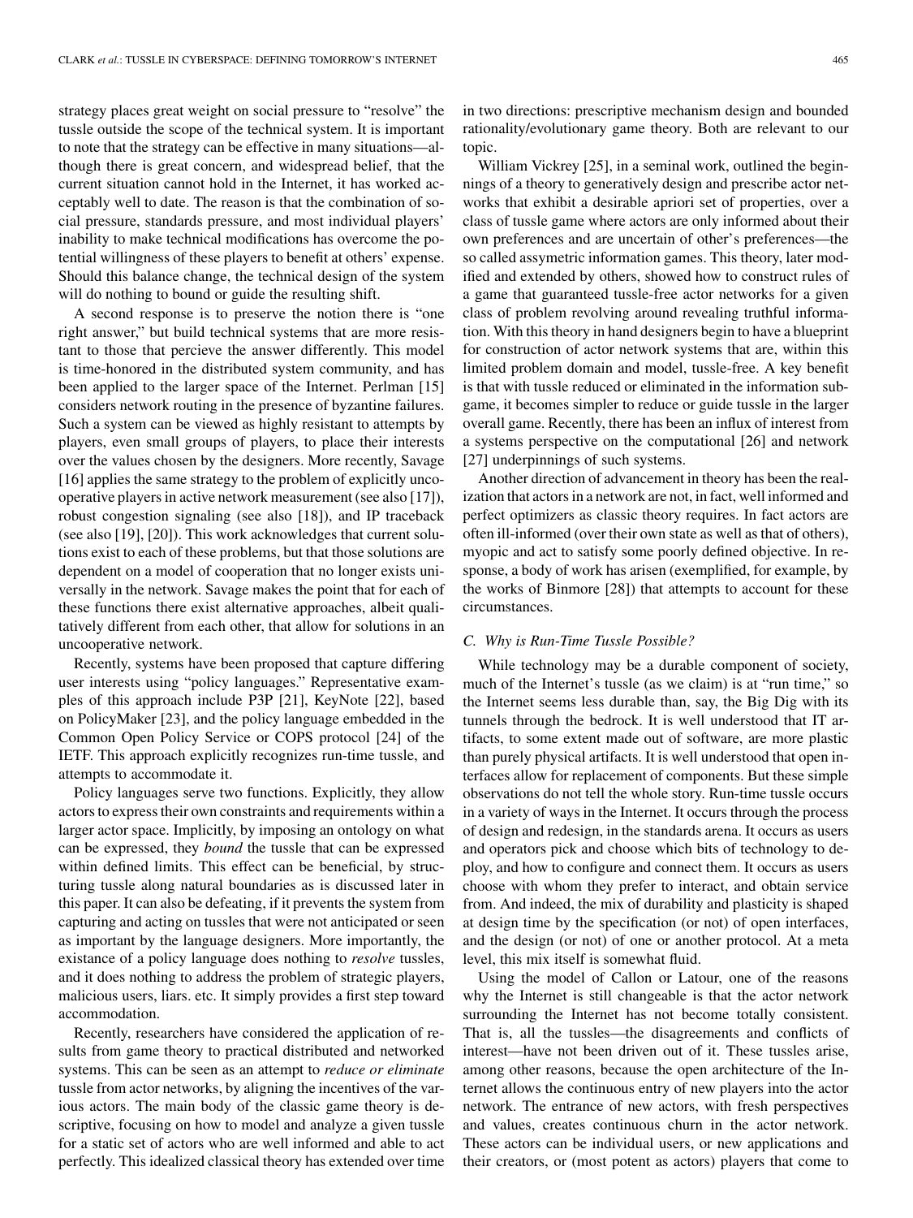strategy places great weight on social pressure to "resolve" the tussle outside the scope of the technical system. It is important to note that the strategy can be effective in many situations—although there is great concern, and widespread belief, that the current situation cannot hold in the Internet, it has worked acceptably well to date. The reason is that the combination of social pressure, standards pressure, and most individual players' inability to make technical modifications has overcome the potential willingness of these players to benefit at others' expense. Should this balance change, the technical design of the system will do nothing to bound or guide the resulting shift.

A second response is to preserve the notion there is "one right answer," but build technical systems that are more resistant to those that percieve the answer differently. This model is time-honored in the distributed system community, and has been applied to the larger space of the Internet. Perlman [15] considers network routing in the presence of byzantine failures. Such a system can be viewed as highly resistant to attempts by players, even small groups of players, to place their interests over the values chosen by the designers. More recently, Savage [16] applies the same strategy to the problem of explicitly uncooperative players in active network measurement (see also [17]), robust congestion signaling (see also [18]), and IP traceback (see also [19], [20]). This work acknowledges that current solutions exist to each of these problems, but that those solutions are dependent on a model of cooperation that no longer exists universally in the network. Savage makes the point that for each of these functions there exist alternative approaches, albeit qualitatively different from each other, that allow for solutions in an uncooperative network.

Recently, systems have been proposed that capture differing user interests using "policy languages." Representative examples of this approach include P3P [21], KeyNote [22], based on PolicyMaker [23], and the policy language embedded in the Common Open Policy Service or COPS protocol [24] of the IETF. This approach explicitly recognizes run-time tussle, and attempts to accommodate it.

Policy languages serve two functions. Explicitly, they allow actors to express their own constraints and requirements within a larger actor space. Implicitly, by imposing an ontology on what can be expressed, they *bound* the tussle that can be expressed within defined limits. This effect can be beneficial, by structuring tussle along natural boundaries as is discussed later in this paper. It can also be defeating, if it prevents the system from capturing and acting on tussles that were not anticipated or seen as important by the language designers. More importantly, the existance of a policy language does nothing to *resolve* tussles, and it does nothing to address the problem of strategic players, malicious users, liars. etc. It simply provides a first step toward accommodation.

Recently, researchers have considered the application of results from game theory to practical distributed and networked systems. This can be seen as an attempt to *reduce or eliminate* tussle from actor networks, by aligning the incentives of the various actors. The main body of the classic game theory is descriptive, focusing on how to model and analyze a given tussle for a static set of actors who are well informed and able to act perfectly. This idealized classical theory has extended over time in two directions: prescriptive mechanism design and bounded rationality/evolutionary game theory. Both are relevant to our topic.

William Vickrey [25], in a seminal work, outlined the beginnings of a theory to generatively design and prescribe actor networks that exhibit a desirable apriori set of properties, over a class of tussle game where actors are only informed about their own preferences and are uncertain of other's preferences—the so called assymetric information games. This theory, later modified and extended by others, showed how to construct rules of a game that guaranteed tussle-free actor networks for a given class of problem revolving around revealing truthful information. With this theory in hand designers begin to have a blueprint for construction of actor network systems that are, within this limited problem domain and model, tussle-free. A key benefit is that with tussle reduced or eliminated in the information subgame, it becomes simpler to reduce or guide tussle in the larger overall game. Recently, there has been an influx of interest from a systems perspective on the computational [26] and network [27] underpinnings of such systems.

Another direction of advancement in theory has been the realization that actors in a network are not, in fact, well informed and perfect optimizers as classic theory requires. In fact actors are often ill-informed (over their own state as well as that of others), myopic and act to satisfy some poorly defined objective. In response, a body of work has arisen (exemplified, for example, by the works of Binmore [28]) that attempts to account for these circumstances.

### C. Why is Run-Time Tussle Possible?

While technology may be a durable component of society, much of the Internet's tussle (as we claim) is at "run time," so the Internet seems less durable than, say, the Big Dig with its tunnels through the bedrock. It is well understood that IT artifacts, to some extent made out of software, are more plastic than purely physical artifacts. It is well understood that open interfaces allow for replacement of components. But these simple observations do not tell the whole story. Run-time tussle occurs in a variety of ways in the Internet. It occurs through the process of design and redesign, in the standards arena. It occurs as users and operators pick and choose which bits of technology to deploy, and how to configure and connect them. It occurs as users choose with whom they prefer to interact, and obtain service from. And indeed, the mix of durability and plasticity is shaped at design time by the specification (or not) of open interfaces, and the design (or not) of one or another protocol. At a meta level, this mix itself is somewhat fluid.

Using the model of Callon or Latour, one of the reasons why the Internet is still changeable is that the actor network surrounding the Internet has not become totally consistent. That is, all the tussles—the disagreements and conflicts of interest—have not been driven out of it. These tussles arise, among other reasons, because the open architecture of the Internet allows the continuous entry of new players into the actor network. The entrance of new actors, with fresh perspectives and values, creates continuous churn in the actor network. These actors can be individual users, or new applications and their creators, or (most potent as actors) players that come to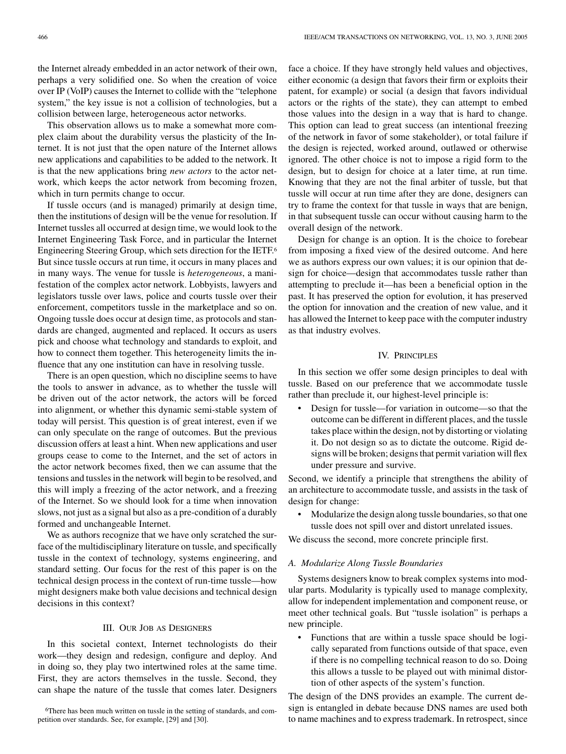the Internet already embedded in an actor network of their own, perhaps a very solidified one. So when the creation of voice over IP (VoIP) causes the Internet to collide with the "telephone system," the key issue is not a collision of technologies, but a collision between large, heterogeneous actor networks.

This observation allows us to make a somewhat more complex claim about the durability versus the plasticity of the Internet. It is not just that the open nature of the Internet allows new applications and capabilities to be added to the network. It is that the new applications bring *new actors* to the actor network, which keeps the actor network from becoming frozen, which in turn permits change to occur.

If tussle occurs (and is managed) primarily at design time, then the institutions of design will be the venue for resolution. If Internet tussles all occurred at design time, we would look to the Internet Engineering Task Force, and in particular the Internet Engineering Steering Group, which sets direction for the IETF.[6] But since tussle occurs at run time, it occurs in many places and in many ways. The venue for tussle is *heterogeneous*, a manifestation of the complex actor network. Lobbyists, lawyers and legislators tussle over laws, police and courts tussle over their enforcement, competitors tussle in the marketplace and so on. Ongoing tussle does occur at design time, as protocols and standards are changed, augmented and replaced. It occurs as users pick and choose what technology and standards to exploit, and how to connect them together. This heterogeneity limits the influence that any one institution can have in resolving tussle.

There is an open question, which no discipline seems to have the tools to answer in advance, as to whether the tussle will be driven out of the actor network, the actors will be forced into alignment, or whether this dynamic semi-stable system of today will persist. This question is of great interest, even if we can only speculate on the range of outcomes. But the previous discussion offers at least a hint. When new applications and user groups cease to come to the Internet, and the set of actors in the actor network becomes fixed, then we can assume that the tensions and tussles in the network will begin to be resolved, and this will imply a freezing of the actor network, and a freezing of the Internet. So we should look for a time when innovation slows, not just as a signal but also as a pre-condition of a durably formed and unchangeable Internet.

We as authors recognize that we have only scratched the surface of the multidisciplinary literature on tussle, and specifically tussle in the context of technology, systems engineering, and standard setting. Our focus for the rest of this paper is on the technical design process in the context of run-time tussle—how might designers make both value decisions and technical design decisions in this context?

## III. Our Job as Designers

In this societal context, Internet technologists do their work—they design and redesign, configure and deploy. And in doing so, they play two intertwined roles at the same time. First, they are actors themselves in the tussle. Second, they can shape the nature of the tussle that comes later. Designers face a choice. If they have strongly held values and objectives, either economic (a design that favors their firm or exploits their patent, for example) or social (a design that favors individual actors or the rights of the state), they can attempt to embed those values into the design in a way that is hard to change. This option can lead to great success (an intentional freezing of the network in favor of some stakeholder), or total failure if the design is rejected, worked around, outlawed or otherwise ignored. The other choice is not to impose a rigid form to the design, but to design for choice at a later time, at run time. Knowing that they are not the final arbiter of tussle, but that tussle will occur at run time after they are done, designers can try to frame the context for that tussle in ways that are benign, in that subsequent tussle can occur without causing harm to the overall design of the network.

Design for change is an option. It is the choice to forebear from imposing a fixed view of the desired outcome. And here we as authors express our own values; it is our opinion that design for choice—design that accommodates tussle rather than attempting to preclude it—has been a beneficial option in the past. It has preserved the option for evolution, it has preserved the option for innovation and the creation of new value, and it has allowed the Internet to keep pace with the computer industry as that industry evolves.

## IV. Principles

In this section we offer some design principles to deal with tussle. Based on our preference that we accommodate tussle rather than preclude it, our highest-level principle is:

- Design for tussle—for variation in outcome—so that the outcome can be different in different places, and the tussle takes place within the design, not by distorting or violating it. Do not design so as to dictate the outcome. Rigid designs will be broken; designs that permit variation will flex under pressure and survive.

Second, we identify a principle that strengthens the ability of an architecture to accommodate tussle, and assists in the task of design for change:

- Modularize the design along tussle boundaries, so that one tussle does not spill over and distort unrelated issues.

We discuss the second, more concrete principle first.

### A. Modularize Along Tussle Boundaries

Systems designers know to break complex systems into modular parts. Modularity is typically used to manage complexity, allow for independent implementation and component reuse, or meet other technical goals. But "tussle isolation" is perhaps a new principle.

- Functions that are within a tussle space should be logically separated from functions outside of that space, even if there is no compelling technical reason to do so. Doing this allows a tussle to be played out with minimal distortion of other aspects of the system's function.

The design of the DNS provides an example. The current design is entangled in debate because DNS names are used both to name machines and to express trademark. In retrospect, since

[6] There has been much written on tussle in the setting of standards, and competition over standards. See, for example, [29] and [30].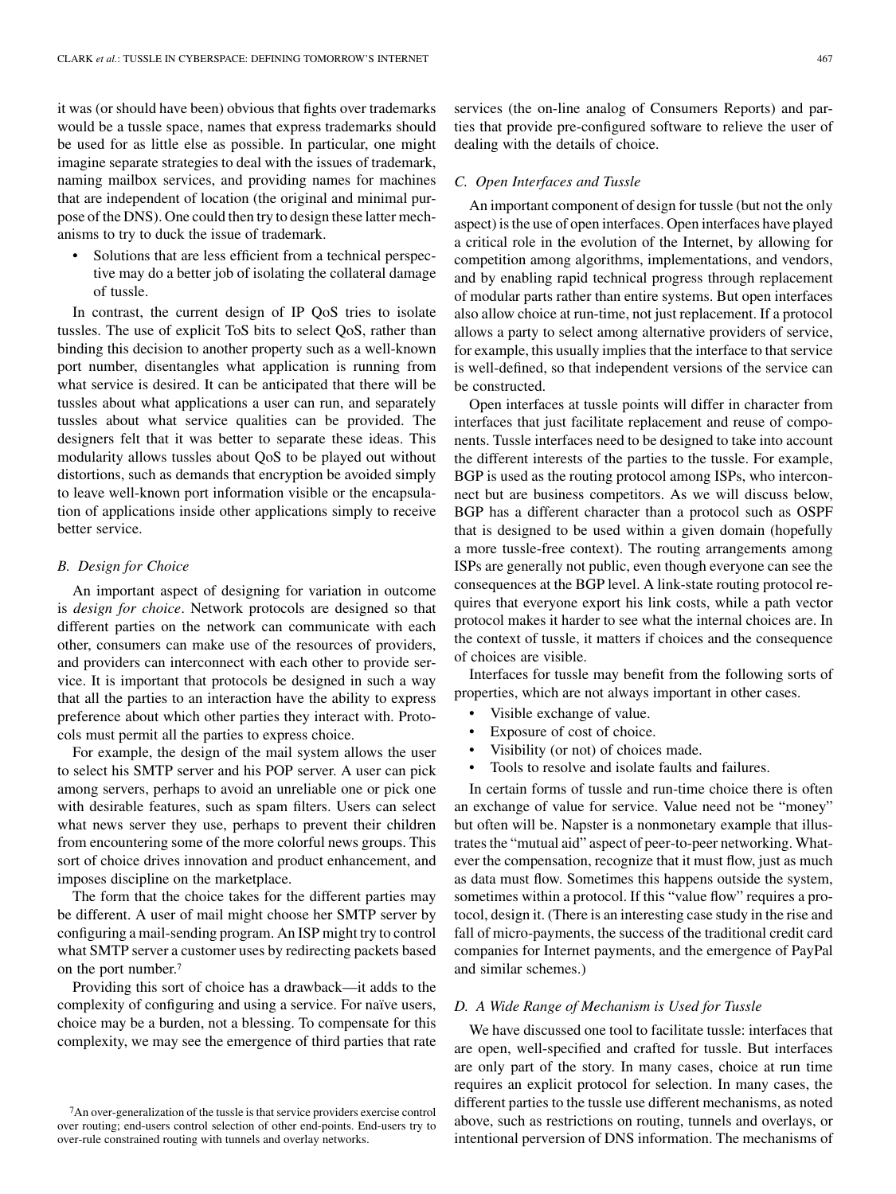it was (or should have been) obvious that fights over trademarks would be a tussle space, names that express trademarks should be used for as little else as possible. In particular, one might imagine separate strategies to deal with the issues of trademark, naming mailbox services, and providing names for machines that are independent of location (the original and minimal purpose of the DNS). One could then try to design these latter mechanisms to try to duck the issue of trademark.

- Solutions that are less efficient from a technical perspective may do a better job of isolating the collateral damage of tussle.

In contrast, the current design of IP QoS tries to isolate tussles. The use of explicit ToS bits to select QoS, rather than binding this decision to another property such as a well-known port number, disentangles what application is running from what service is desired. It can be anticipated that there will be tussles about what applications a user can run, and separately tussles about what service qualities can be provided. The designers felt that it was better to separate these ideas. This modularity allows tussles about QoS to be played out without distortions, such as demands that encryption be avoided simply to leave well-known port information visible or the encapsulation of applications inside other applications simply to receive better service.

### B. Design for Choice

An important aspect of designing for variation in outcome is *design for choice*. Network protocols are designed so that different parties on the network can communicate with each other, consumers can make use of the resources of providers, and providers can interconnect with each other to provide service. It is important that protocols be designed in such a way that all the parties to an interaction have the ability to express preference about which other parties they interact with. Protocols must permit all the parties to express choice.

For example, the design of the mail system allows the user to select his SMTP server and his POP server. A user can pick among servers, perhaps to avoid an unreliable one or pick one with desirable features, such as spam filters. Users can select what news server they use, perhaps to prevent their children from encountering some of the more colorful news groups. This sort of choice drives innovation and product enhancement, and imposes discipline on the marketplace.

The form that the choice takes for the different parties may be different. A user of mail might choose her SMTP server by configuring a mail-sending program. An ISP might try to control what SMTP server a customer uses by redirecting packets based on the port number.[7]

Providing this sort of choice has a drawback—it adds to the complexity of configuring and using a service. For naïve users, choice may be a burden, not a blessing. To compensate for this complexity, we may see the emergence of third parties that rate services (the on-line analog of Consumers Reports) and parties that provide pre-configured software to relieve the user of dealing with the details of choice.

### C. Open Interfaces and Tussle

An important component of design for tussle (but not the only aspect) is the use of open interfaces. Open interfaces have played a critical role in the evolution of the Internet, by allowing for competition among algorithms, implementations, and vendors, and by enabling rapid technical progress through replacement of modular parts rather than entire systems. But open interfaces also allow choice at run-time, not just replacement. If a protocol allows a party to select among alternative providers of service, for example, this usually implies that the interface to that service is well-defined, so that independent versions of the service can be constructed.

Open interfaces at tussle points will differ in character from interfaces that just facilitate replacement and reuse of components. Tussle interfaces need to be designed to take into account the different interests of the parties to the tussle. For example, BGP is used as the routing protocol among ISPs, who interconnect but are business competitors. As we will discuss below, BGP has a different character than a protocol such as OSPF that is designed to be used within a given domain (hopefully a more tussle-free context). The routing arrangements among ISPs are generally not public, even though everyone can see the consequences at the BGP level. A link-state routing protocol requires that everyone export his link costs, while a path vector protocol makes it harder to see what the internal choices are. In the context of tussle, it matters if choices and the consequence of choices are visible.

Interfaces for tussle may benefit from the following sorts of properties, which are not always important in other cases.

- Visible exchange of value.
- Exposure of cost of choice.
- Visibility (or not) of choices made.
- Tools to resolve and isolate faults and failures.

In certain forms of tussle and run-time choice there is often an exchange of value for service. Value need not be "money" but often will be. Napster is a nonmonetary example that illustrates the "mutual aid" aspect of peer-to-peer networking. Whatever the compensation, recognize that it must flow, just as much as data must flow. Sometimes this happens outside the system, sometimes within a protocol. If this "value flow" requires a protocol, design it. (There is an interesting case study in the rise and fall of micro-payments, the success of the traditional credit card companies for Internet payments, and the emergence of PayPal and similar schemes.)

### D. A Wide Range of Mechanism is Used for Tussle

We have discussed one tool to facilitate tussle: interfaces that are open, well-specified and crafted for tussle. But interfaces are only part of the story. In many cases, choice at run time requires an explicit protocol for selection. In many cases, the different parties to the tussle use different mechanisms, as noted above, such as restrictions on routing, tunnels and overlays, or intentional perversion of DNS information. The mechanisms of

[7] An over-generalization of the tussle is that service providers exercise control over routing; end-users control selection of other end-points. End-users try to over-rule constrained routing with tunnels and overlay networks.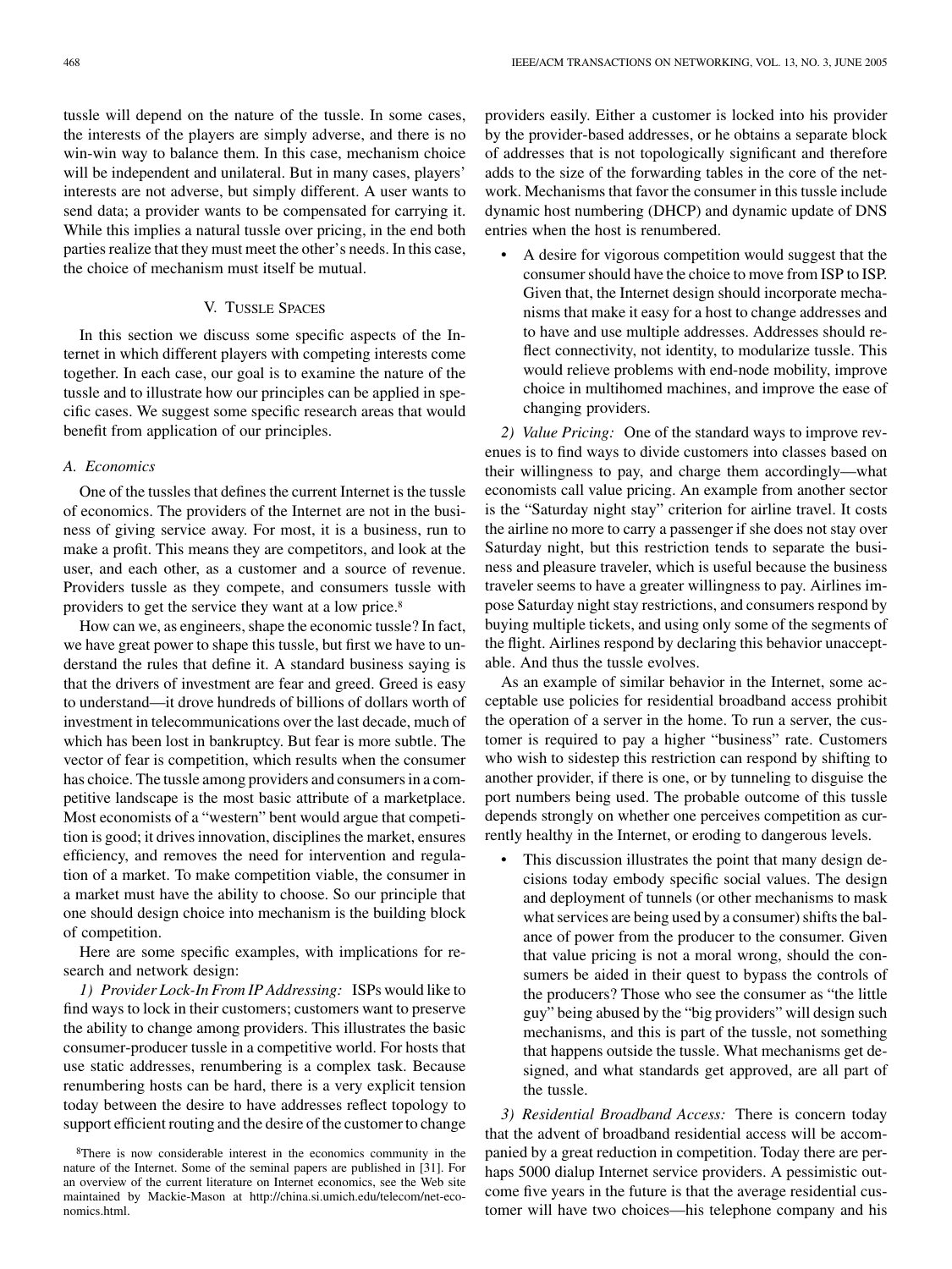tussle will depend on the nature of the tussle. In some cases, the interests of the players are simply adverse, and there is no win-win way to balance them. In this case, mechanism choice will be independent and unilateral. But in many cases, players' interests are not adverse, but simply different. A user wants to send data; a provider wants to be compensated for carrying it. While this implies a natural tussle over pricing, in the end both parties realize that they must meet the other's needs. In this case, the choice of mechanism must itself be mutual.

## V. Tussle Spaces

In this section we discuss some specific aspects of the Internet in which different players with competing interests come together. In each case, our goal is to examine the nature of the tussle and to illustrate how our principles can be applied in specific cases. We suggest some specific research areas that would benefit from application of our principles.

### A. Economics

One of the tussles that defines the current Internet is the tussle of economics. The providers of the Internet are not in the business of giving service away. For most, it is a business, run to make a profit. This means they are competitors, and look at the user, and each other, as a customer and a source of revenue. Providers tussle as they compete, and consumers tussle with providers to get the service they want at a low price.[8]

How can we, as engineers, shape the economic tussle? In fact, we have great power to shape this tussle, but first we have to understand the rules that define it. A standard business saying is that the drivers of investment are fear and greed. Greed is easy to understand—it drove hundreds of billions of dollars worth of investment in telecommunications over the last decade, much of which has been lost in bankruptcy. But fear is more subtle. The vector of fear is competition, which results when the consumer has choice. The tussle among providers and consumers in a competitive landscape is the most basic attribute of a marketplace. Most economists of a "western" bent would argue that competition is good; it drives innovation, disciplines the market, ensures efficiency, and removes the need for intervention and regulation of a market. To make competition viable, the consumer in a market must have the ability to choose. So our principle that one should design choice into mechanism is the building block of competition.

Here are some specific examples, with implications for research and network design:

*1) Provider Lock-In From IP Addressing:* ISPs would like to find ways to lock in their customers; customers want to preserve the ability to change among providers. This illustrates the basic consumer-producer tussle in a competitive world. For hosts that use static addresses, renumbering is a complex task. Because renumbering hosts can be hard, there is a very explicit tension today between the desire to have addresses reflect topology to support efficient routing and the desire of the customer to change providers easily. Either a customer is locked into his provider by the provider-based addresses, or he obtains a separate block of addresses that is not topologically significant and therefore adds to the size of the forwarding tables in the core of the network. Mechanisms that favor the consumer in this tussle include dynamic host numbering (DHCP) and dynamic update of DNS entries when the host is renumbered.

- A desire for vigorous competition would suggest that the consumer should have the choice to move from ISP to ISP. Given that, the Internet design should incorporate mechanisms that make it easy for a host to change addresses and to have and use multiple addresses. Addresses should reflect connectivity, not identity, to modularize tussle. This would relieve problems with end-node mobility, improve choice in multihomed machines, and improve the ease of changing providers.

*2) Value Pricing:* One of the standard ways to improve revenues is to find ways to divide customers into classes based on their willingness to pay, and charge them accordingly—what economists call value pricing. An example from another sector is the "Saturday night stay" criterion for airline travel. It costs the airline no more to carry a passenger if she does not stay over Saturday night, but this restriction tends to separate the business and pleasure traveler, which is useful because the business traveler seems to have a greater willingness to pay. Airlines impose Saturday night stay restrictions, and consumers respond by buying multiple tickets, and using only some of the segments of the flight. Airlines respond by declaring this behavior unacceptable. And thus the tussle evolves.

As an example of similar behavior in the Internet, some acceptable use policies for residential broadband access prohibit the operation of a server in the home. To run a server, the customer is required to pay a higher "business" rate. Customers who wish to sidestep this restriction can respond by shifting to another provider, if there is one, or by tunneling to disguise the port numbers being used. The probable outcome of this tussle depends strongly on whether one perceives competition as currently healthy in the Internet, or eroding to dangerous levels.

- This discussion illustrates the point that many design decisions today embody specific social values. The design and deployment of tunnels (or other mechanisms to mask what services are being used by a consumer) shifts the balance of power from the producer to the consumer. Given that value pricing is not a moral wrong, should the consumers be aided in their quest to bypass the controls of the producers? Those who see the consumer as "the little guy" being abused by the "big providers" will design such mechanisms, and this is part of the tussle, not something that happens outside the tussle. What mechanisms get designed, and what standards get approved, are all part of the tussle.

*3) Residential Broadband Access:* There is concern today that the advent of broadband residential access will be accompanied by a great reduction in competition. Today there are perhaps 5000 dialup Internet service providers. A pessimistic outcome five years in the future is that the average residential customer will have two choices—his telephone company and his

[8]There is now considerable interest in the economics community in the nature of the Internet. Some of the seminal papers are published in [31]. For an overview of the current literature on Internet economics, see the Web site maintained by Mackie-Mason at http://china.si.umich.edu/telecom/net-economics.html.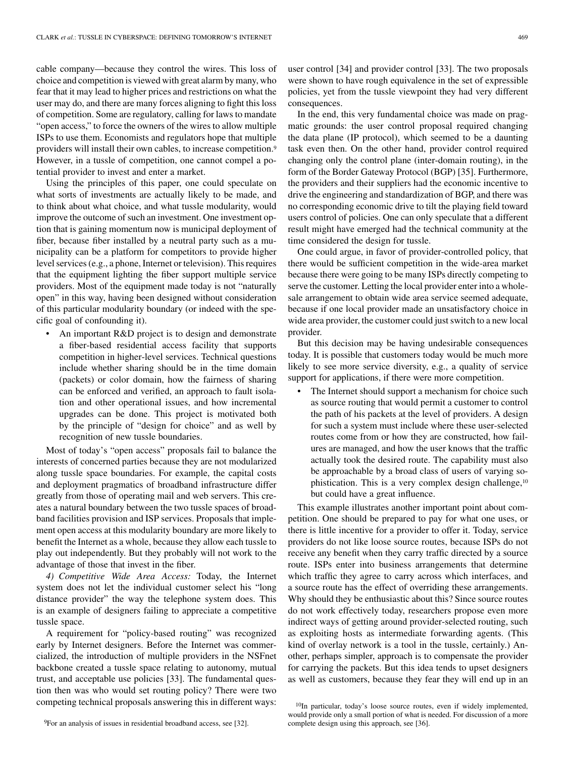cable company—because they control the wires. This loss of choice and competition is viewed with great alarm by many, who fear that it may lead to higher prices and restrictions on what the user may do, and there are many forces aligning to fight this loss of competition. Some are regulatory, calling for laws to mandate "open access," to force the owners of the wires to allow multiple ISPs to use them. Economists and regulators hope that multiple providers will install their own cables, to increase competition.[9] However, in a tussle of competition, one cannot compel a potential provider to invest and enter a market.

Using the principles of this paper, one could speculate on what sorts of investments are actually likely to be made, and to think about what choice, and what tussle modularity, would improve the outcome of such an investment. One investment option that is gaining momentum now is municipal deployment of fiber, because fiber installed by a neutral party such as a municipality can be a platform for competitors to provide higher level services (e.g., a phone, Internet or television). This requires that the equipment lighting the fiber support multiple service providers. Most of the equipment made today is not "naturally open" in this way, having been designed without consideration of this particular modularity boundary (or indeed with the specific goal of confounding it).

- An important R&D project is to design and demonstrate a fiber-based residential access facility that supports competition in higher-level services. Technical questions include whether sharing should be in the time domain (packets) or color domain, how the fairness of sharing can be enforced and verified, an approach to fault isolation and other operational issues, and how incremental upgrades can be done. This project is motivated both by the principle of "design for choice" and as well by recognition of new tussle boundaries.

Most of today's "open access" proposals fail to balance the interests of concerned parties because they are not modularized along tussle space boundaries. For example, the capital costs and deployment pragmatics of broadband infrastructure differ greatly from those of operating mail and web servers. This creates a natural boundary between the two tussle spaces of broadband facilities provision and ISP services. Proposals that implement open access at this modularity boundary are more likely to benefit the Internet as a whole, because they allow each tussle to play out independently. But they probably will not work to the advantage of those that invest in the fiber.

*4) Competitive Wide Area Access:* Today, the Internet system does not let the individual customer select his "long distance provider" the way the telephone system does. This is an example of designers failing to appreciate a competitive tussle space.

A requirement for "policy-based routing" was recognized early by Internet designers. Before the Internet was commercialized, the introduction of multiple providers in the NSFnet backbone created a tussle space relating to autonomy, mutual trust, and acceptable use policies [33]. The fundamental question then was who would set routing policy? There were two competing technical proposals answering this in different ways: user control [34] and provider control [33]. The two proposals were shown to have rough equivalence in the set of expressible policies, yet from the tussle viewpoint they had very different consequences.

In the end, this very fundamental choice was made on pragmatic grounds: the user control proposal required changing the data plane (IP protocol), which seemed to be a daunting task even then. On the other hand, provider control required changing only the control plane (inter-domain routing), in the form of the Border Gateway Protocol (BGP) [35]. Furthermore, the providers and their suppliers had the economic incentive to drive the engineering and standardization of BGP, and there was no corresponding economic drive to tilt the playing field toward users control of policies. One can only speculate that a different result might have emerged had the technical community at the time considered the design for tussle.

One could argue, in favor of provider-controlled policy, that there would be sufficient competition in the wide-area market because there were going to be many ISPs directly competing to serve the customer. Letting the local provider enter into a wholesale arrangement to obtain wide area service seemed adequate, because if one local provider made an unsatisfactory choice in wide area provider, the customer could just switch to a new local provider.

But this decision may be having undesirable consequences today. It is possible that customers today would be much more likely to see more service diversity, e.g., a quality of service support for applications, if there were more competition.

- The Internet should support a mechanism for choice such as source routing that would permit a customer to control the path of his packets at the level of providers. A design for such a system must include where these user-selected routes come from or how they are constructed, how failures are managed, and how the user knows that the traffic actually took the desired route. The capability must also be approachable by a broad class of users of varying sophistication. This is a very complex design challenge,[10] but could have a great influence.

This example illustrates another important point about competition. One should be prepared to pay for what one uses, or there is little incentive for a provider to offer it. Today, service providers do not like loose source routes, because ISPs do not receive any benefit when they carry traffic directed by a source route. ISPs enter into business arrangements that determine which traffic they agree to carry across which interfaces, and a source route has the effect of overriding these arrangements. Why should they be enthusiastic about this? Since source routes do not work effectively today, researchers propose even more indirect ways of getting around provider-selected routing, such as exploiting hosts as intermediate forwarding agents. (This kind of overlay network is a tool in the tussle, certainly.) Another, perhaps simpler, approach is to compensate the provider for carrying the packets. But this idea tends to upset designers as well as customers, because they fear they will end up in an

[9]For an analysis of issues in residential broadband access, see [32].

[10]In particular, today's loose source routes, even if widely implemented, would provide only a small portion of what is needed. For discussion of a more complete design using this approach, see [36].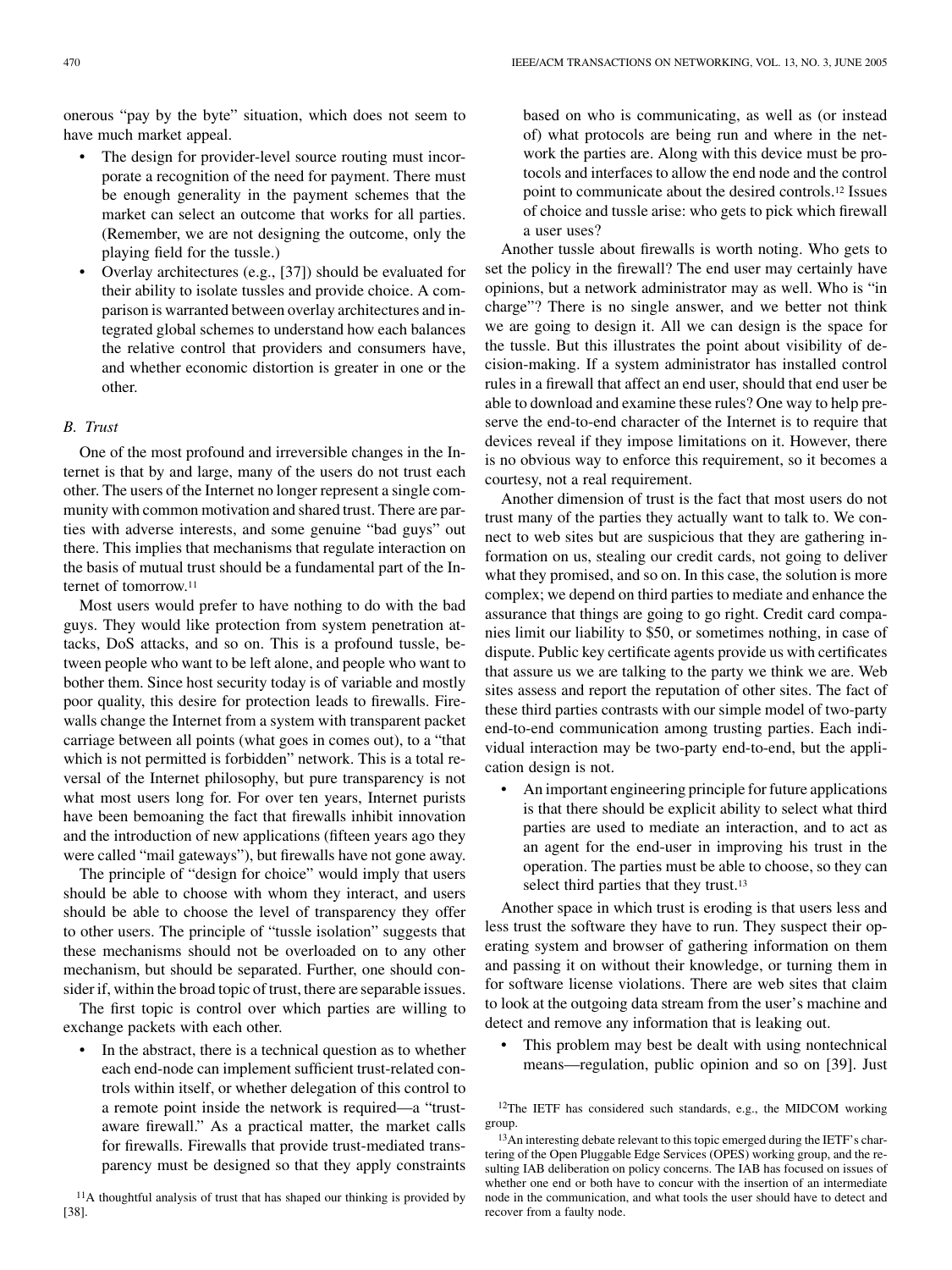onerous "pay by the byte" situation, which does not seem to have much market appeal.

- The design for provider-level source routing must incorporate a recognition of the need for payment. There must be enough generality in the payment schemes that the market can select an outcome that works for all parties. (Remember, we are not designing the outcome, only the playing field for the tussle.)
- Overlay architectures (e.g., [37]) should be evaluated for their ability to isolate tussles and provide choice. A comparison is warranted between overlay architectures and integrated global schemes to understand how each balances the relative control that providers and consumers have, and whether economic distortion is greater in one or the other.

### *B. Trust*

One of the most profound and irreversible changes in the Internet is that by and large, many of the users do not trust each other. The users of the Internet no longer represent a single community with common motivation and shared trust. There are parties with adverse interests, and some genuine "bad guys" out there. This implies that mechanisms that regulate interaction on the basis of mutual trust should be a fundamental part of the Internet of tomorrow.[11]

Most users would prefer to have nothing to do with the bad guys. They would like protection from system penetration attacks, DoS attacks, and so on. This is a profound tussle, between people who want to be left alone, and people who want to bother them. Since host security today is of variable and mostly poor quality, this desire for protection leads to firewalls. Firewalls change the Internet from a system with transparent packet carriage between all points (what goes in comes out), to a "that which is not permitted is forbidden" network. This is a total reversal of the Internet philosophy, but pure transparency is not what most users long for. For over ten years, Internet purists have been bemoaning the fact that firewalls inhibit innovation and the introduction of new applications (fifteen years ago they were called "mail gateways"), but firewalls have not gone away.

The principle of "design for choice" would imply that users should be able to choose with whom they interact, and users should be able to choose the level of transparency they offer to other users. The principle of "tussle isolation" suggests that these mechanisms should not be overloaded on to any other mechanism, but should be separated. Further, one should consider if, within the broad topic of trust, there are separable issues.

The first topic is control over which parties are willing to exchange packets with each other.

- In the abstract, there is a technical question as to whether each end-node can implement sufficient trust-related controls within itself, or whether delegation of this control to a remote point inside the network is required—a "trust-aware firewall." As a practical matter, the market calls for firewalls. Firewalls that provide trust-mediated transparency must be designed so that they apply constraints based on who is communicating, as well as (or instead of) what protocols are being run and where in the network the parties are. Along with this device must be protocols and interfaces to allow the end node and the control point to communicate about the desired controls.[12] Issues of choice and tussle arise: who gets to pick which firewall a user uses?

Another tussle about firewalls is worth noting. Who gets to set the policy in the firewall? The end user may certainly have opinions, but a network administrator may as well. Who is "in charge"? There is no single answer, and we better not think we are going to design it. All we can design is the space for the tussle. But this illustrates the point about visibility of decision-making. If a system administrator has installed control rules in a firewall that affect an end user, should that end user be able to download and examine these rules? One way to help preserve the end-to-end character of the Internet is to require that devices reveal if they impose limitations on it. However, there is no obvious way to enforce this requirement, so it becomes a courtesy, not a real requirement.

Another dimension of trust is the fact that most users do not trust many of the parties they actually want to talk to. We connect to web sites but are suspicious that they are gathering information on us, stealing our credit cards, not going to deliver what they promised, and so on. In this case, the solution is more complex; we depend on third parties to mediate and enhance the assurance that things are going to go right. Credit card companies limit our liability to \$50, or sometimes nothing, in case of dispute. Public key certificate agents provide us with certificates that assure us we are talking to the party we think we are. Web sites assess and report the reputation of other sites. The fact of these third parties contrasts with our simple model of two-party end-to-end communication among trusting parties. Each individual interaction may be two-party end-to-end, but the application design is not.

- An important engineering principle for future applications is that there should be explicit ability to select what third parties are used to mediate an interaction, and to act as an agent for the end-user in improving his trust in the operation. The parties must be able to choose, so they can select third parties that they trust.[13]

Another space in which trust is eroding is that users less and less trust the software they have to run. They suspect their operating system and browser of gathering information on them and passing it on without their knowledge, or turning them in for software license violations. There are web sites that claim to look at the outgoing data stream from the user's machine and detect and remove any information that is leaking out.

- This problem may best be dealt with using nontechnical means—regulation, public opinion and so on [39]. Just

[11] A thoughtful analysis of trust that has shaped our thinking is provided by [38].

[12] The IETF has considered such standards, e.g., the MIDCOM working group.

[13] An interesting debate relevant to this topic emerged during the IETF's chartering of the Open Pluggable Edge Services (OPES) working group, and the resulting IAB deliberation on policy concerns. The IAB has focused on issues of whether one end or both have to concur with the insertion of an intermediate node in the communication, and what tools the user should have to detect and recover from a faulty node.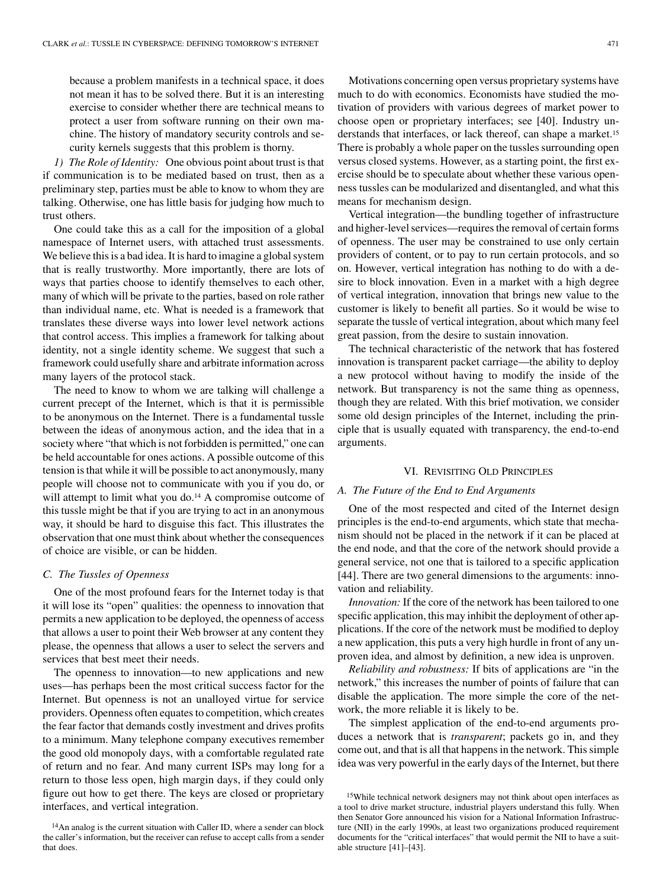because a problem manifests in a technical space, it does not mean it has to be solved there. But it is an interesting exercise to consider whether there are technical means to protect a user from software running on their own machine. The history of mandatory security controls and security kernels suggests that this problem is thorny.

*1) The Role of Identity:* One obvious point about trust is that if communication is to be mediated based on trust, then as a preliminary step, parties must be able to know to whom they are talking. Otherwise, one has little basis for judging how much to trust others.

One could take this as a call for the imposition of a global namespace of Internet users, with attached trust assessments. We believe this is a bad idea. It is hard to imagine a global system that is really trustworthy. More importantly, there are lots of ways that parties choose to identify themselves to each other, many of which will be private to the parties, based on role rather than individual name, etc. What is needed is a framework that translates these diverse ways into lower level network actions that control access. This implies a framework for talking about identity, not a single identity scheme. We suggest that such a framework could usefully share and arbitrate information across many layers of the protocol stack.

The need to know to whom we are talking will challenge a current precept of the Internet, which is that it is permissible to be anonymous on the Internet. There is a fundamental tussle between the ideas of anonymous action, and the idea that in a society where "that which is not forbidden is permitted," one can be held accountable for ones actions. A possible outcome of this tension is that while it will be possible to act anonymously, many people will choose not to communicate with you if you do, or will attempt to limit what you do.[14] A compromise outcome of this tussle might be that if you are trying to act in an anonymous way, it should be hard to disguise this fact. This illustrates the observation that one must think about whether the consequences of choice are visible, or can be hidden.

### C. The Tussles of Openness

One of the most profound fears for the Internet today is that it will lose its "open" qualities: the openness to innovation that permits a new application to be deployed, the openness of access that allows a user to point their Web browser at any content they please, the openness that allows a user to select the servers and services that best meet their needs.

The openness to innovation—to new applications and new uses—has perhaps been the most critical success factor for the Internet. But openness is not an unalloyed virtue for service providers. Openness often equates to competition, which creates the fear factor that demands costly investment and drives profits to a minimum. Many telephone company executives remember the good old monopoly days, with a comfortable regulated rate of return and no fear. And many current ISPs may long for a return to those less open, high margin days, if they could only figure out how to get there. The keys are closed or proprietary interfaces, and vertical integration.

Motivations concerning open versus proprietary systems have much to do with economics. Economists have studied the motivation of providers with various degrees of market power to choose open or proprietary interfaces; see [40]. Industry understands that interfaces, or lack thereof, can shape a market.[15] There is probably a whole paper on the tussles surrounding open versus closed systems. However, as a starting point, the first exercise should be to speculate about whether these various openness tussles can be modularized and disentangled, and what this means for mechanism design.

Vertical integration—the bundling together of infrastructure and higher-level services—requires the removal of certain forms of openness. The user may be constrained to use only certain providers of content, or to pay to run certain protocols, and so on. However, vertical integration has nothing to do with a desire to block innovation. Even in a market with a high degree of vertical integration, innovation that brings new value to the customer is likely to benefit all parties. So it would be wise to separate the tussle of vertical integration, about which many feel great passion, from the desire to sustain innovation.

The technical characteristic of the network that has fostered innovation is transparent packet carriage—the ability to deploy a new protocol without having to modify the inside of the network. But transparency is not the same thing as openness, though they are related. With this brief motivation, we consider some old design principles of the Internet, including the principle that is usually equated with transparency, the end-to-end arguments.

## VI. Revisiting Old Principles

### A. The Future of the End to End Arguments

One of the most respected and cited of the Internet design principles is the end-to-end arguments, which state that mechanism should not be placed in the network if it can be placed at the end node, and that the core of the network should provide a general service, not one that is tailored to a specific application [44]. There are two general dimensions to the arguments: innovation and reliability.

*Innovation:* If the core of the network has been tailored to one specific application, this may inhibit the deployment of other applications. If the core of the network must be modified to deploy a new application, this puts a very high hurdle in front of any unproven idea, and almost by definition, a new idea is unproven.

*Reliability and robustness:* If bits of applications are "in the network," this increases the number of points of failure that can disable the application. The more simple the core of the network, the more reliable it is likely to be.

The simplest application of the end-to-end arguments produces a network that is *transparent*; packets go in, and they come out, and that is all that happens in the network. This simple idea was very powerful in the early days of the Internet, but there

[14] An analog is the current situation with Caller ID, where a sender can block the caller's information, but the receiver can refuse to accept calls from a sender that does.

[15] While technical network designers may not think about open interfaces as a tool to drive market structure, industrial players understand this fully. When then Senator Gore announced his vision for a National Information Infrastructure (NII) in the early 1990s, at least two organizations produced requirement documents for the "critical interfaces" that would permit the NII to have a suitable structure [41]–[43].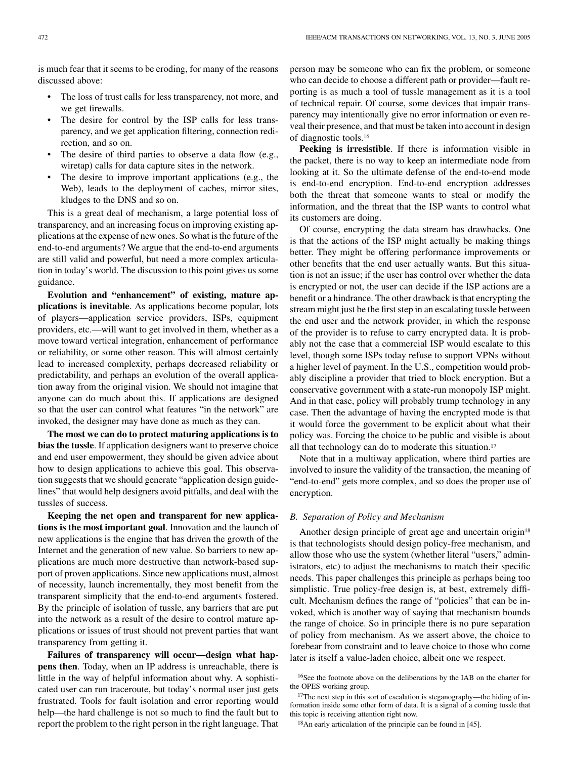is much fear that it seems to be eroding, for many of the reasons discussed above:

- The loss of trust calls for less transparency, not more, and we get firewalls.
- The desire for control by the ISP calls for less transparency, and we get application filtering, connection redirection, and so on.
- The desire of third parties to observe a data flow (e.g., wiretap) calls for data capture sites in the network.
- The desire to improve important applications (e.g., the Web), leads to the deployment of caches, mirror sites, kludges to the DNS and so on.

This is a great deal of mechanism, a large potential loss of transparency, and an increasing focus on improving existing applications at the expense of new ones. So what is the future of the end-to-end arguments? We argue that the end-to-end arguments are still valid and powerful, but need a more complex articulation in today's world. The discussion to this point gives us some guidance.

**Evolution and "enhancement" of existing, mature applications is inevitable**. As applications become popular, lots of players—application service providers, ISPs, equipment providers, etc.—will want to get involved in them, whether as a move toward vertical integration, enhancement of performance or reliability, or some other reason. This will almost certainly lead to increased complexity, perhaps decreased reliability or predictability, and perhaps an evolution of the overall application away from the original vision. We should not imagine that anyone can do much about this. If applications are designed so that the user can control what features "in the network" are invoked, the designer may have done as much as they can.

**The most we can do to protect maturing applications is to bias the tussle**. If application designers want to preserve choice and end user empowerment, they should be given advice about how to design applications to achieve this goal. This observation suggests that we should generate "application design guidelines" that would help designers avoid pitfalls, and deal with the tussles of success.

**Keeping the net open and transparent for new applications is the most important goal**. Innovation and the launch of new applications is the engine that has driven the growth of the Internet and the generation of new value. So barriers to new applications are much more destructive than network-based support of proven applications. Since new applications must, almost of necessity, launch incrementally, they most benefit from the transparent simplicity that the end-to-end arguments fostered. By the principle of isolation of tussle, any barriers that are put into the network as a result of the desire to control mature applications or issues of trust should not prevent parties that want transparency from getting it.

**Failures of transparency will occur—design what happens then**. Today, when an IP address is unreachable, there is little in the way of helpful information about why. A sophisticated user can run traceroute, but today's normal user just gets frustrated. Tools for fault isolation and error reporting would help—the hard challenge is not so much to find the fault but to report the problem to the right person in the right language. That person may be someone who can fix the problem, or someone who can decide to choose a different path or provider—fault reporting is as much a tool of tussle management as it is a tool of technical repair. Of course, some devices that impair transparency may intentionally give no error information or even reveal their presence, and that must be taken into account in design of diagnostic tools.[16]

**Peeking is irresistible**. If there is information visible in the packet, there is no way to keep an intermediate node from looking at it. So the ultimate defense of the end-to-end mode is end-to-end encryption. End-to-end encryption addresses both the threat that someone wants to steal or modify the information, and the threat that the ISP wants to control what its customers are doing.

Of course, encrypting the data stream has drawbacks. One is that the actions of the ISP might actually be making things better. They might be offering performance improvements or other benefits that the end user actually wants. But this situation is not an issue; if the user has control over whether the data is encrypted or not, the user can decide if the ISP actions are a benefit or a hindrance. The other drawback is that encrypting the stream might just be the first step in an escalating tussle between the end user and the network provider, in which the response of the provider is to refuse to carry encrypted data. It is probably not the case that a commercial ISP would escalate to this level, though some ISPs today refuse to support VPNs without a higher level of payment. In the U.S., competition would probably discipline a provider that tried to block encryption. But a conservative government with a state-run monopoly ISP might. And in that case, policy will probably trump technology in any case. Then the advantage of having the encrypted mode is that it would force the government to be explicit about what their policy was. Forcing the choice to be public and visible is about all that technology can do to moderate this situation.[17]

Note that in a multiway application, where third parties are involved to insure the validity of the transaction, the meaning of "end-to-end" gets more complex, and so does the proper use of encryption.

### B. Separation of Policy and Mechanism

Another design principle of great age and uncertain origin[18] is that technologists should design policy-free mechanism, and allow those who use the system (whether literal "users," administrators, etc) to adjust the mechanisms to match their specific needs. This paper challenges this principle as perhaps being too simplistic. True policy-free design is, at best, extremely difficult. Mechanism defines the range of "policies" that can be invoked, which is another way of saying that mechanism bounds the range of choice. So in principle there is no pure separation of policy from mechanism. As we assert above, the choice to forebear from constraint and to leave choice to those who come later is itself a value-laden choice, albeit one we respect.

[16]See the footnote above on the deliberations by the IAB on the charter for the OPES working group.

[17]The next step in this sort of escalation is steganography—the hiding of information inside some other form of data. It is a signal of a coming tussle that this topic is receiving attention right now.

[18]An early articulation of the principle can be found in [45].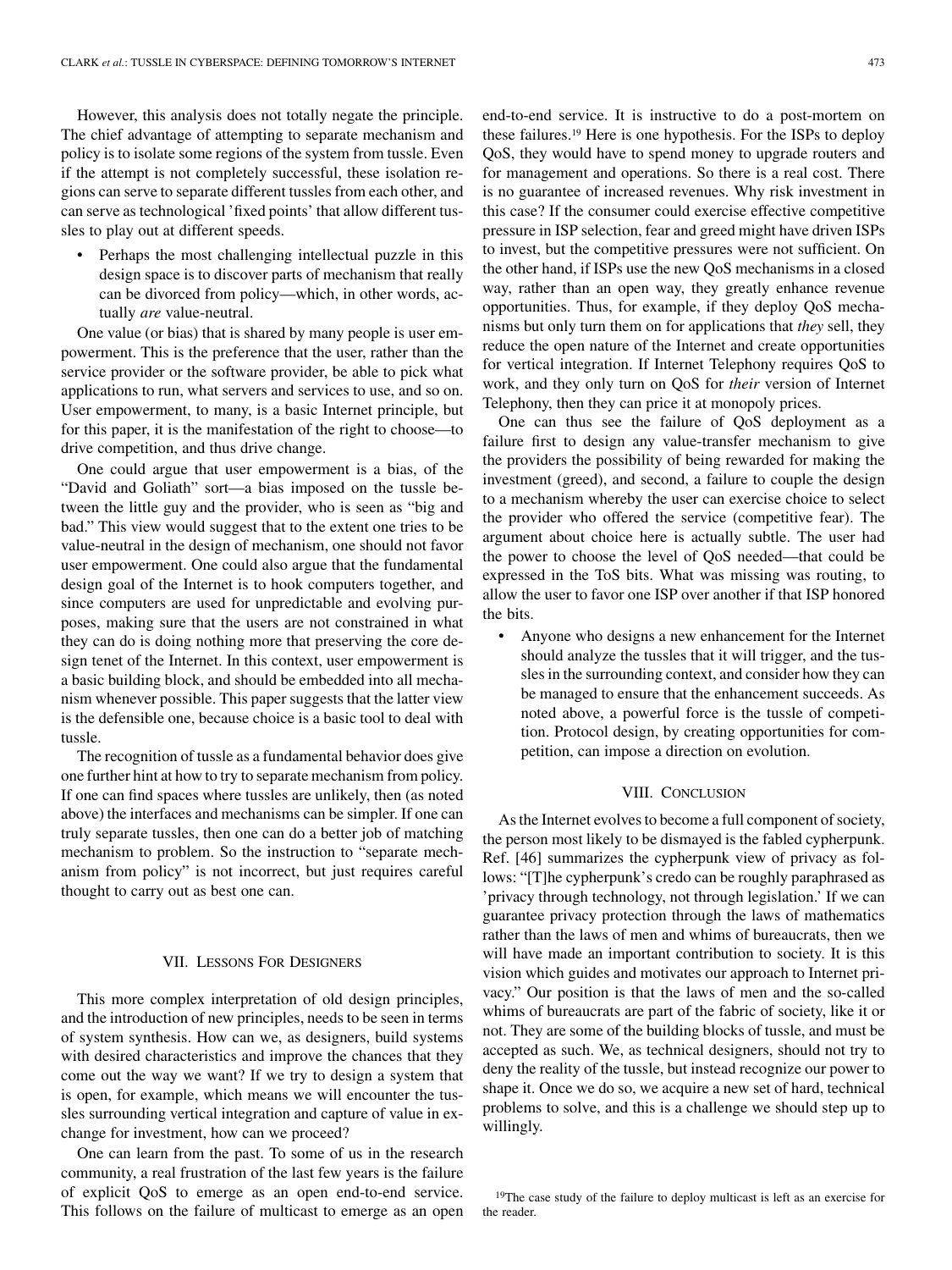However, this analysis does not totally negate the principle. The chief advantage of attempting to separate mechanism and policy is to isolate some regions of the system from tussle. Even if the attempt is not completely successful, these isolation regions can serve to separate different tussles from each other, and can serve as technological 'fixed points' that allow different tussles to play out at different speeds.

- Perhaps the most challenging intellectual puzzle in this design space is to discover parts of mechanism that really can be divorced from policy—which, in other words, actually *are* value-neutral.

One value (or bias) that is shared by many people is user empowerment. This is the preference that the user, rather than the service provider or the software provider, be able to pick what applications to run, what servers and services to use, and so on. User empowerment, to many, is a basic Internet principle, but for this paper, it is the manifestation of the right to choose—to drive competition, and thus drive change.

One could argue that user empowerment is a bias, of the "David and Goliath" sort—a bias imposed on the tussle between the little guy and the provider, who is seen as "big and bad." This view would suggest that to the extent one tries to be value-neutral in the design of mechanism, one should not favor user empowerment. One could also argue that the fundamental design goal of the Internet is to hook computers together, and since computers are used for unpredictable and evolving purposes, making sure that the users are not constrained in what they can do is doing nothing more that preserving the core design tenet of the Internet. In this context, user empowerment is a basic building block, and should be embedded into all mechanism whenever possible. This paper suggests that the latter view is the defensible one, because choice is a basic tool to deal with tussle.

The recognition of tussle as a fundamental behavior does give one further hint at how to try to separate mechanism from policy. If one can find spaces where tussles are unlikely, then (as noted above) the interfaces and mechanisms can be simpler. If one can truly separate tussles, then one can do a better job of matching mechanism to problem. So the instruction to "separate mechanism from policy" is not incorrect, but just requires careful thought to carry out as best one can.

## VII. Lessons For Designers

This more complex interpretation of old design principles, and the introduction of new principles, needs to be seen in terms of system synthesis. How can we, as designers, build systems with desired characteristics and improve the chances that they come out the way we want? If we try to design a system that is open, for example, which means we will encounter the tussles surrounding vertical integration and capture of value in exchange for investment, how can we proceed?

One can learn from the past. To some of us in the research community, a real frustration of the last few years is the failure of explicit QoS to emerge as an open end-to-end service. This follows on the failure of multicast to emerge as an open end-to-end service. It is instructive to do a post-mortem on these failures.[19] Here is one hypothesis. For the ISPs to deploy QoS, they would have to spend money to upgrade routers and for management and operations. So there is a real cost. There is no guarantee of increased revenues. Why risk investment in this case? If the consumer could exercise effective competitive pressure in ISP selection, fear and greed might have driven ISPs to invest, but the competitive pressures were not sufficient. On the other hand, if ISPs use the new QoS mechanisms in a closed way, rather than an open way, they greatly enhance revenue opportunities. Thus, for example, if they deploy QoS mechanisms but only turn them on for applications that *they* sell, they reduce the open nature of the Internet and create opportunities for vertical integration. If Internet Telephony requires QoS to work, and they only turn on QoS for *their* version of Internet Telephony, then they can price it at monopoly prices.

One can thus see the failure of QoS deployment as a failure first to design any value-transfer mechanism to give the providers the possibility of being rewarded for making the investment (greed), and second, a failure to couple the design to a mechanism whereby the user can exercise choice to select the provider who offered the service (competitive fear). The argument about choice here is actually subtle. The user had the power to choose the level of QoS needed—that could be expressed in the ToS bits. What was missing was routing, to allow the user to favor one ISP over another if that ISP honored the bits.

- Anyone who designs a new enhancement for the Internet should analyze the tussles that it will trigger, and the tussles in the surrounding context, and consider how they can be managed to ensure that the enhancement succeeds. As noted above, a powerful force is the tussle of competition. Protocol design, by creating opportunities for competition, can impose a direction on evolution.

## VIII. Conclusion

As the Internet evolves to become a full component of society, the person most likely to be dismayed is the fabled cypherpunk. Ref. [46] summarizes the cypherpunk view of privacy as follows: "[T]he cypherpunk's credo can be roughly paraphrased as 'privacy through technology, not through legislation.' If we can guarantee privacy protection through the laws of mathematics rather than the laws of men and whims of bureaucrats, then we will have made an important contribution to society. It is this vision which guides and motivates our approach to Internet privacy." Our position is that the laws of men and the so-called whims of bureaucrats are part of the fabric of society, like it or not. They are some of the building blocks of tussle, and must be accepted as such. We, as technical designers, should not try to deny the reality of the tussle, but instead recognize our power to shape it. Once we do so, we acquire a new set of hard, technical problems to solve, and this is a challenge we should step up to willingly.

[19] The case study of the failure to deploy multicast is left as an exercise for the reader.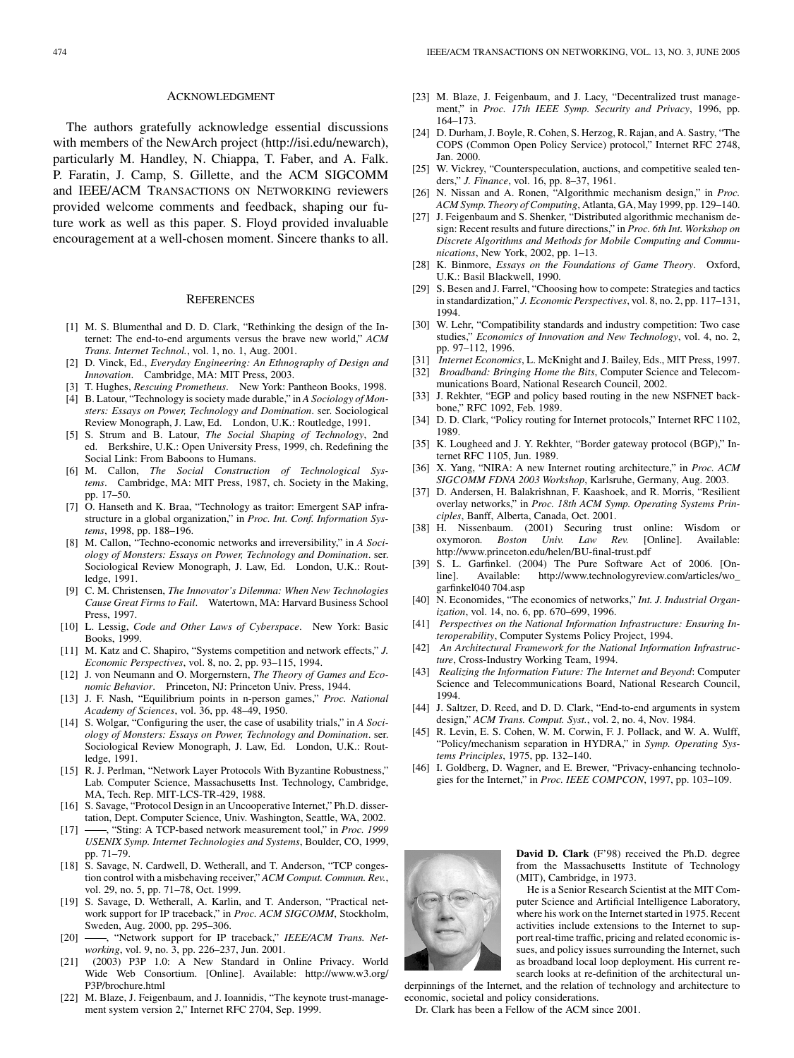## ACKNOWLEDGMENT

The authors gratefully acknowledge essential discussions with members of the NewArch project (http://isi.edu/newarch), particularly M. Handley, N. Chiappa, T. Faber, and A. Falk. P. Faratin, J. Camp, S. Gillette, and the ACM SIGCOMM and IEEE/ACM TRANSACTIONS ON NETWORKING reviewers provided welcome comments and feedback, shaping our future work as well as this paper. S. Floyd provided invaluable encouragement at a well-chosen moment. Sincere thanks to all.

## REFERENCES

[1] M. S. Blumenthal and D. D. Clark, "Rethinking the design of the Internet: The end-to-end arguments versus the brave new world," *ACM Trans. Internet Technol.*, vol. 1, no. 1, Aug. 2001.

[2] D. Vinck, Ed., *Everyday Engineering: An Ethnography of Design and Innovation*. Cambridge, MA: MIT Press, 2003.

[3] T. Hughes, *Rescuing Prometheus*. New York: Pantheon Books, 1998.

[4] B. Latour, "Technology is society made durable," in *A Sociology of Monsters: Essays on Power, Technology and Domination*. ser. Sociological Review Monograph, J. Law, Ed. London, U.K.: Routledge, 1991.

[5] S. Strum and B. Latour, *The Social Shaping of Technology*, 2nd ed. Berkshire, U.K.: Open University Press, 1999, ch. Redefining the Social Link: From Baboons to Humans.

[6] M. Callon, *The Social Construction of Technological Systems*. Cambridge, MA: MIT Press, 1987, ch. Society in the Making, pp. 17–50.

[7] O. Hanseth and K. Braa, "Technology as traitor: Emergent SAP infrastructure in a global organization," in *Proc. Int. Conf. Information Systems*, 1998, pp. 188–196.

[8] M. Callon, "Techno-economic networks and irreversibility," in *A Sociology of Monsters: Essays on Power, Technology and Domination*. ser. Sociological Review Monograph, J. Law, Ed. London, U.K.: Routledge, 1991.

[9] C. M. Christensen, *The Innovator's Dilemma: When New Technologies Cause Great Firms to Fail*. Watertown, MA: Harvard Business School Press, 1997.

[10] L. Lessig, *Code and Other Laws of Cyberspace*. New York: Basic Books, 1999.

[11] M. Katz and C. Shapiro, "Systems competition and network effects," *J. Economic Perspectives*, vol. 8, no. 2, pp. 93–115, 1994.

[12] J. von Neumann and O. Morgernstern, *The Theory of Games and Economic Behavior*. Princeton, NJ: Princeton Univ. Press, 1944.

[13] J. F. Nash, "Equilibrium points in n-person games," *Proc. National Academy of Sciences*, vol. 36, pp. 48–49, 1950.

[14] S. Wolgar, "Configuring the user, the case of usability trials," in *A Sociology of Monsters: Essays on Power, Technology and Domination*. ser. Sociological Review Monograph, J. Law, Ed. London, U.K.: Routledge, 1991.

[15] R. J. Perlman, "Network Layer Protocols With Byzantine Robustness," Lab. Computer Science, Massachusetts Inst. Technology, Cambridge, MA, Tech. Rep. MIT-LCS-TR-429, 1988.

[16] S. Savage, "Protocol Design in an Uncooperative Internet," Ph.D. dissertation, Dept. Computer Science, Univ. Washington, Seattle, WA, 2002.

[17] ——, "Sting: A TCP-based network measurement tool," in *Proc. 1999 USENIX Symp. Internet Technologies and Systems*, Boulder, CO, 1999, pp. 71–79.

[18] S. Savage, N. Cardwell, D. Wetherall, and T. Anderson, "TCP congestion control with a misbehaving receiver," *ACM Comput. Commun. Rev.*, vol. 29, no. 5, pp. 71–78, Oct. 1999.

[19] S. Savage, D. Wetherall, A. Karlin, and T. Anderson, "Practical network support for IP traceback," in *Proc. ACM SIGCOMM*, Stockholm, Sweden, Aug. 2000, pp. 295–306.

[20] ——, "Network support for IP traceback," *IEEE/ACM Trans. Networking*, vol. 9, no. 3, pp. 226–237, Jun. 2001.

[21] (2003) P3P 1.0: A New Standard in Online Privacy. World Wide Web Consortium. [Online]. Available: http://www.w3.org/P3P/brochure.html

[22] M. Blaze, J. Feigenbaum, and J. Ioannidis, "The keynote trust-management system version 2," Internet RFC 2704, Sep. 1999.

[23] M. Blaze, J. Feigenbaum, and J. Lacy, "Decentralized trust management," in *Proc. 17th IEEE Symp. Security and Privacy*, 1996, pp. 164–173.

[24] D. Durham, J. Boyle, R. Cohen, S. Herzog, R. Rajan, and A. Sastry, "The COPS (Common Open Policy Service) protocol," Internet RFC 2748, Jan. 2000.

[25] W. Vickrey, "Counterspeculation, auctions, and competitive sealed tenders," *J. Finance*, vol. 16, pp. 8–37, 1961.

[26] N. Nissan and A. Ronen, "Algorithmic mechanism design," in *Proc. ACM Symp. Theory of Computing*, Atlanta, GA, May 1999, pp. 129–140.

[27] J. Feigenbaum and S. Shenker, "Distributed algorithmic mechanism design: Recent results and future directions," in *Proc. 6th Int. Workshop on Discrete Algorithms and Methods for Mobile Computing and Communications*, New York, 2002, pp. 1–13.

[28] K. Binmore, *Essays on the Foundations of Game Theory*. Oxford, U.K.: Basil Blackwell, 1990.

[29] S. Besen and J. Farrel, "Choosing how to compete: Strategies and tactics in standardization," *J. Economic Perspectives*, vol. 8, no. 2, pp. 117–131, 1994.

[30] W. Lehr, "Compatibility standards and industry competition: Two case studies," *Economics of Innovation and New Technology*, vol. 4, no. 2, pp. 97–112, 1996.

[31] *Internet Economics*, L. McKnight and J. Bailey, Eds., MIT Press, 1997.

[32] *Broadband: Bringing Home the Bits*, Computer Science and Telecommunications Board, National Research Council, 2002.

[33] J. Rekhter, "EGP and policy based routing in the new NSFNET backbone," RFC 1092, Feb. 1989.

[34] D. D. Clark, "Policy routing for Internet protocols," Internet RFC 1102, 1989.

[35] K. Lougheed and J. Y. Rekhter, "Border gateway protocol (BGP)," Internet RFC 1105, Jun. 1989.

[36] X. Yang, "NIRA: A new Internet routing architecture," in *Proc. ACM SIGCOMM FDNA 2003 Workshop*, Karlsruhe, Germany, Aug. 2003.

[37] D. Andersen, H. Balakrishnan, F. Kaashoek, and R. Morris, "Resilient overlay networks," in *Proc. 18th ACM Symp. Operating Systems Principles*, Banff, Alberta, Canada, Oct. 2001.

[38] H. Nissenbaum. (2001) Securing trust online: Wisdom or oxymoron. *Boston Univ. Law Rev.* [Online]. Available: http://www.princeton.edu/helen/BU-final-trust.pdf

[39] S. L. Garfinkel. (2004) The Pure Software Act of 2006. [Online]. Available: http://www.technologyreview.com/articles/wo_garfinkel040 704.asp

[40] N. Economides, "The economics of networks," *Int. J. Industrial Organization*, vol. 14, no. 6, pp. 670–699, 1996.

[41] *Perspectives on the National Information Infrastructure: Ensuring Interoperability*, Computer Systems Policy Project, 1994.

[42] *An Architectural Framework for the National Information Infrastructure*, Cross-Industry Working Team, 1994.

[43] *Realizing the Information Future: The Internet and Beyond*: Computer Science and Telecommunications Board, National Research Council, 1994.

[44] J. Saltzer, D. Reed, and D. D. Clark, "End-to-end arguments in system design," *ACM Trans. Comput. Syst.*, vol. 2, no. 4, Nov. 1984.

[45] R. Levin, E. S. Cohen, W. M. Corwin, F. J. Pollack, and W. A. Wulff, "Policy/mechanism separation in HYDRA," in *Symp. Operating Systems Principles*, 1975, pp. 132–140.

[46] I. Goldberg, D. Wagner, and E. Brewer, "Privacy-enhancing technologies for the Internet," in *Proc. IEEE COMPCON*, 1997, pp. 103–109.

**David D. Clark** (F'98) received the Ph.D. degree from the Massachusetts Institute of Technology (MIT), Cambridge, in 1973.

He is a Senior Research Scientist at the MIT Computer Science and Artificial Intelligence Laboratory, where his work on the Internet started in 1975. Recent activities include extensions to the Internet to support real-time traffic, pricing and related economic issues, and policy issues surrounding the Internet, such as broadband local loop deployment. His current research looks at re-definition of the architectural underpinnings of the Internet, and the relation of technology and architecture to economic, societal and policy considerations.

Dr. Clark has been a Fellow of the ACM since 2001.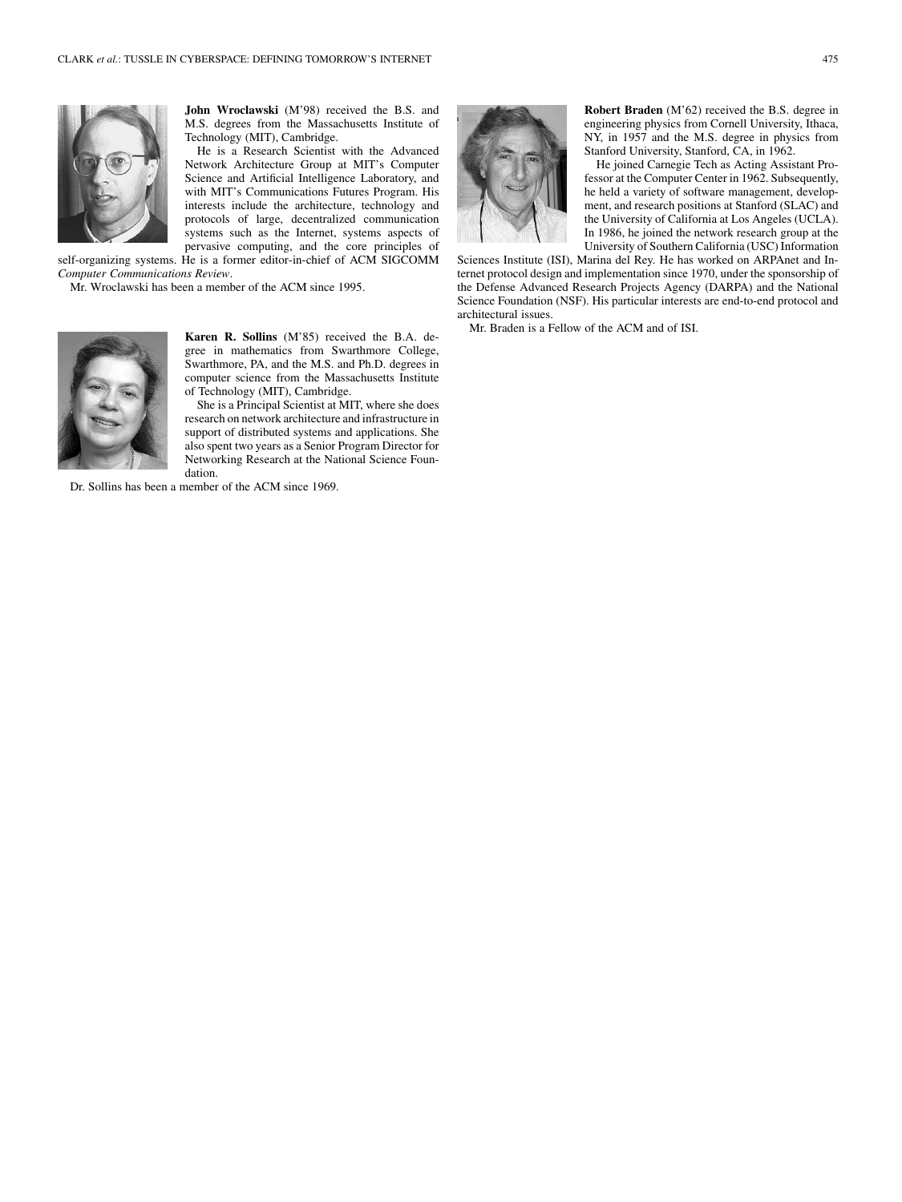**John Wroclawski** (M'98) received the B.S. and M.S. degrees from the Massachusetts Institute of Technology (MIT), Cambridge.

He is a Research Scientist with the Advanced Network Architecture Group at MIT's Computer Science and Artificial Intelligence Laboratory, and with MIT's Communications Futures Program. His interests include the architecture, technology and protocols of large, decentralized communication systems such as the Internet, systems aspects of pervasive computing, and the core principles of self-organizing systems. He is a former editor-in-chief of ACM SIGCOMM *Computer Communications Review*.

Mr. Wroclawski has been a member of the ACM since 1995.

**Karen R. Sollins** (M'85) received the B.A. degree in mathematics from Swarthmore College, Swarthmore, PA, and the M.S. and Ph.D. degrees in computer science from the Massachusetts Institute of Technology (MIT), Cambridge.

She is a Principal Scientist at MIT, where she does research on network architecture and infrastructure in support of distributed systems and applications. She also spent two years as a Senior Program Director for Networking Research at the National Science Foundation.

Dr. Sollins has been a member of the ACM since 1969.

**Robert Braden** (M'62) received the B.S. degree in engineering physics from Cornell University, Ithaca, NY, in 1957 and the M.S. degree in physics from Stanford University, Stanford, CA, in 1962.

He joined Carnegie Tech as Acting Assistant Professor at the Computer Center in 1962. Subsequently, he held a variety of software management, development, and research positions at Stanford (SLAC) and the University of California at Los Angeles (UCLA). In 1986, he joined the network research group at the University of Southern California (USC) Information Sciences Institute (ISI), Marina del Rey. He has worked on ARPAnet and Internet protocol design and implementation since 1970, under the sponsorship of the Defense Advanced Research Projects Agency (DARPA) and the National Science Foundation (NSF). His particular interests are end-to-end protocol and architectural issues.

Mr. Braden is a Fellow of the ACM and of ISI.